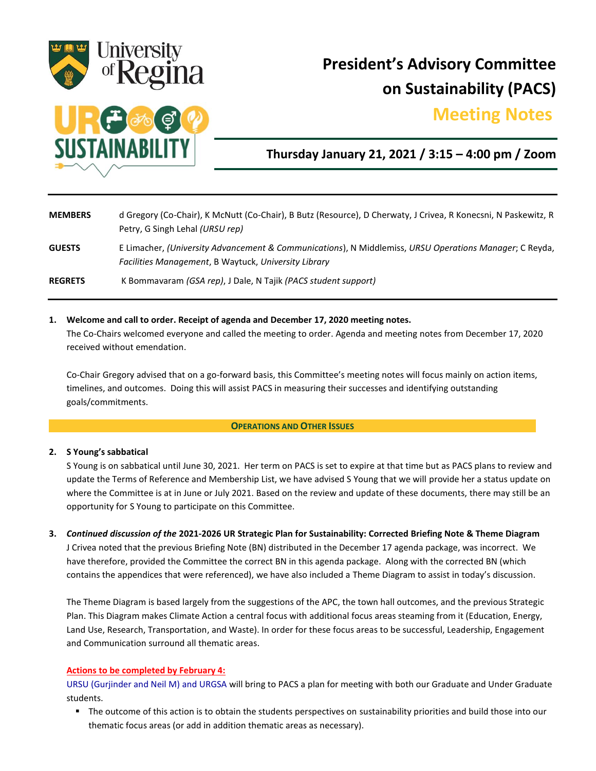University of Regina

UR SUSTAINABILITY

# President's Advisory Committee on Sustainability (PACS)

## Meeting Notes

**Thursday January 21, 2021 / 3:15 – 4:00 pm / Zoom**

| | |
|---|---|
| **MEMBERS** | d Gregory (Co-Chair), K McNutt (Co-Chair), B Butz (Resource), D Cherwaty, J Crivea, R Konecsni, N Paskewitz, R Petry, G Singh Lehal *(URSU rep)* |
| **GUESTS** | E Limacher, *(University Advancement & Communications)*, N Middlemiss, *URSU Operations Manager*; C Reyda, *Facilities Management*, B Waytuck, *University Library* |
| **REGRETS** | K Bommavaram *(GSA rep)*, J Dale, N Tajik *(PACS student support)* |

**1. Welcome and call to order. Receipt of agenda and December 17, 2020 meeting notes.**

The Co-Chairs welcomed everyone and called the meeting to order. Agenda and meeting notes from December 17, 2020 received without emendation.

Co-Chair Gregory advised that on a go-forward basis, this Committee's meeting notes will focus mainly on action items, timelines, and outcomes. Doing this will assist PACS in measuring their successes and identifying outstanding goals/commitments.

### OPERATIONS AND OTHER ISSUES

**2. S Young's sabbatical**

S Young is on sabbatical until June 30, 2021. Her term on PACS is set to expire at that time but as PACS plans to review and update the Terms of Reference and Membership List, we have advised S Young that we will provide her a status update on where the Committee is at in June or July 2021. Based on the review and update of these documents, there may still be an opportunity for S Young to participate on this Committee.

**3. *Continued discussion of the* 2021-2026 UR Strategic Plan for Sustainability: Corrected Briefing Note & Theme Diagram**

J Crivea noted that the previous Briefing Note (BN) distributed in the December 17 agenda package, was incorrect. We have therefore, provided the Committee the correct BN in this agenda package. Along with the corrected BN (which contains the appendices that were referenced), we have also included a Theme Diagram to assist in today's discussion.

The Theme Diagram is based largely from the suggestions of the APC, the town hall outcomes, and the previous Strategic Plan. This Diagram makes Climate Action a central focus with additional focus areas steaming from it (Education, Energy, Land Use, Research, Transportation, and Waste). In order for these focus areas to be successful, Leadership, Engagement and Communication surround all thematic areas.

**Actions to be completed by February 4:**

URSU (Gurjinder and Neil M) and URGSA will bring to PACS a plan for meeting with both our Graduate and Under Graduate students.

- The outcome of this action is to obtain the students perspectives on sustainability priorities and build those into our thematic focus areas (or add in addition thematic areas as necessary).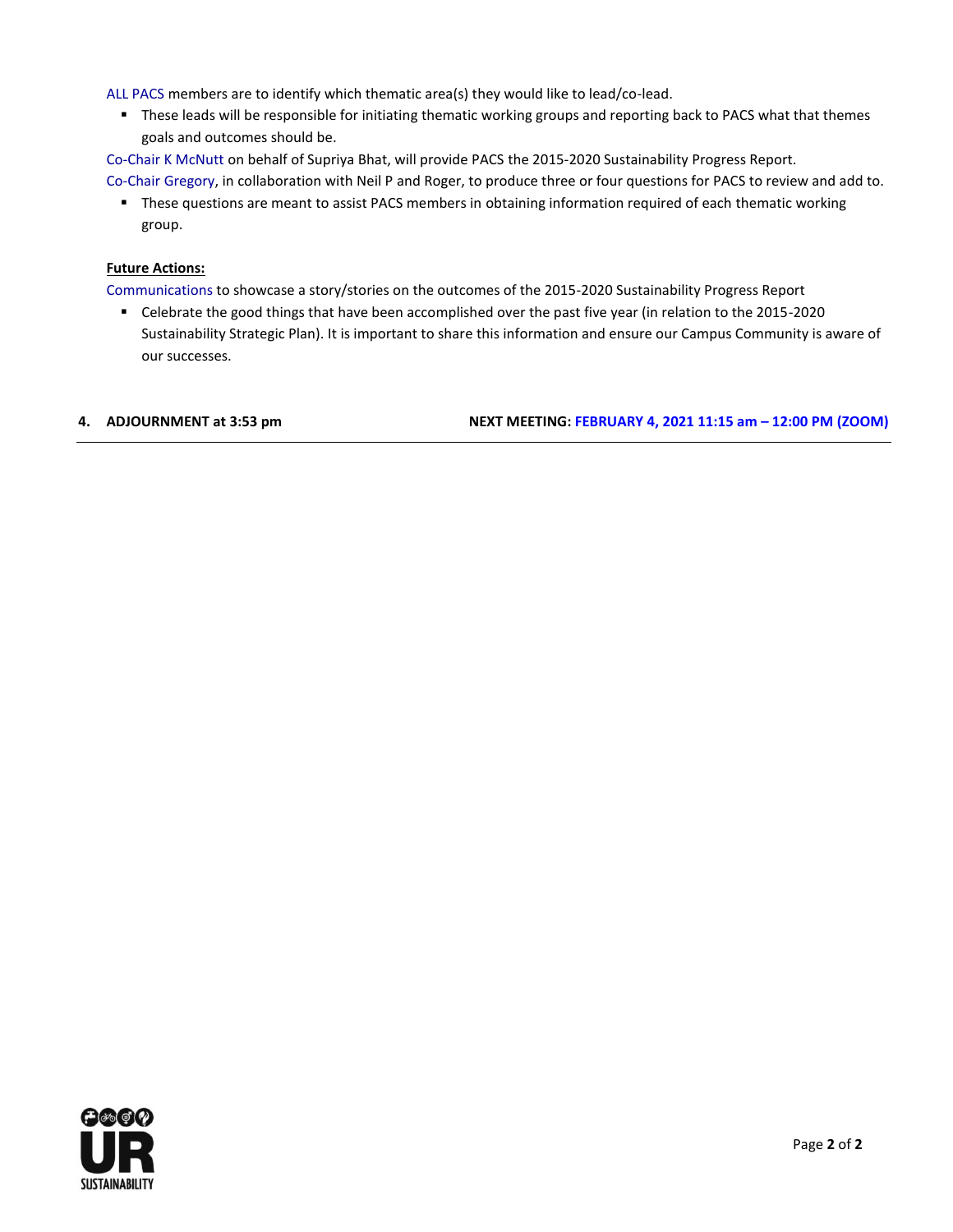ALL PACS members are to identify which thematic area(s) they would like to lead/co-lead.

- These leads will be responsible for initiating thematic working groups and reporting back to PACS what that themes goals and outcomes should be.

Co-Chair K McNutt on behalf of Supriya Bhat, will provide PACS the 2015-2020 Sustainability Progress Report.

Co-Chair Gregory, in collaboration with Neil P and Roger, to produce three or four questions for PACS to review and add to.

- These questions are meant to assist PACS members in obtaining information required of each thematic working group.

**Future Actions:**

Communications to showcase a story/stories on the outcomes of the 2015-2020 Sustainability Progress Report

- Celebrate the good things that have been accomplished over the past five year (in relation to the 2015-2020 Sustainability Strategic Plan). It is important to share this information and ensure our Campus Community is aware of our successes.

**4. ADJOURNMENT at 3:53 pm** **NEXT MEETING: FEBRUARY 4, 2021 11:15 am – 12:00 PM (ZOOM)**